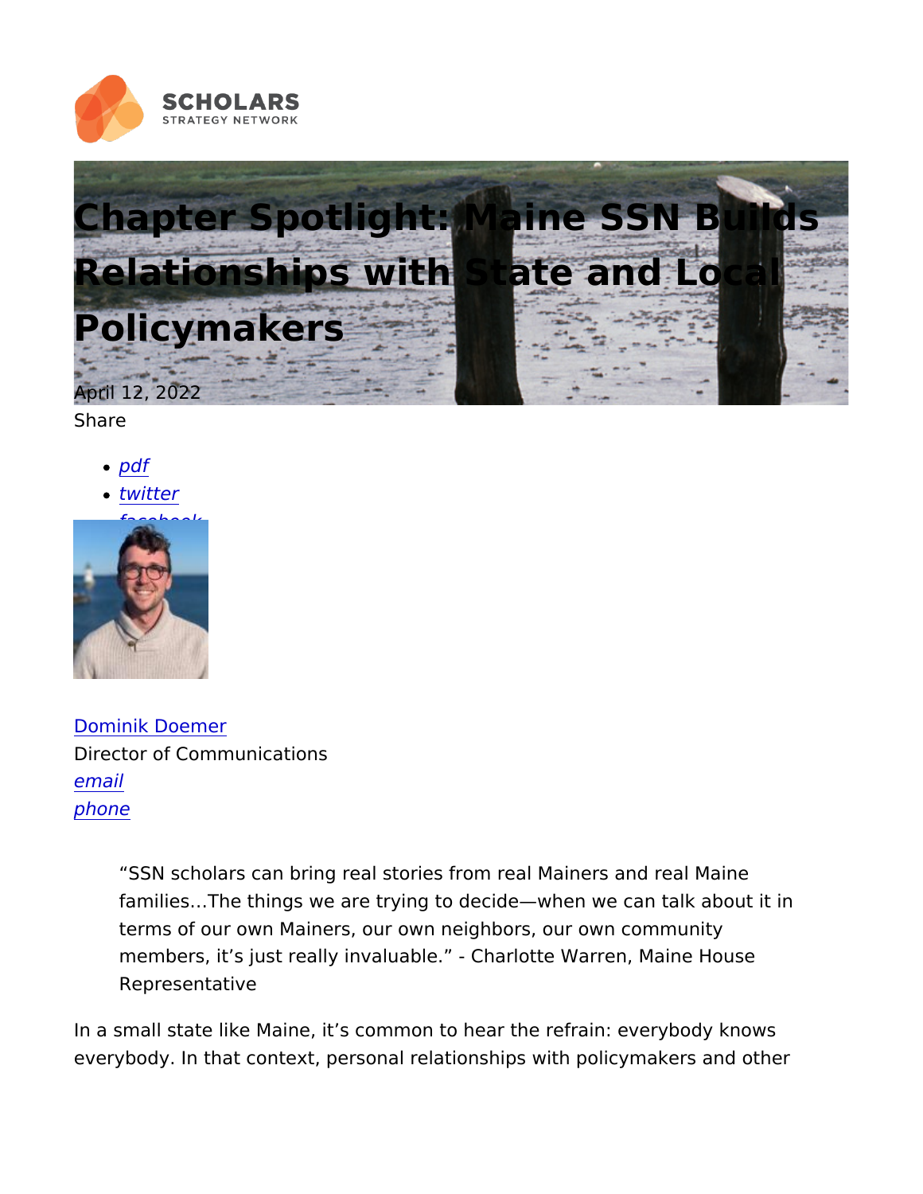# Chapter Spotlight: Maine SSN Builds Relationships with State and Local Policymakers

April 12, 2022

Share

- pdf
- twitter
- facebook

Dominik Doemer
Director of Communications
email
phone

> "SSN scholars can bring real stories from real Mainers and real Maine families…The things we are trying to decide—when we can talk about it in terms of our own Mainers, our own neighbors, our own community members, it's just really invaluable." - Charlotte Warren, Maine House Representative

In a small state like Maine, it's common to hear the refrain: everybody knows everybody. In that context, personal relationships with policymakers and other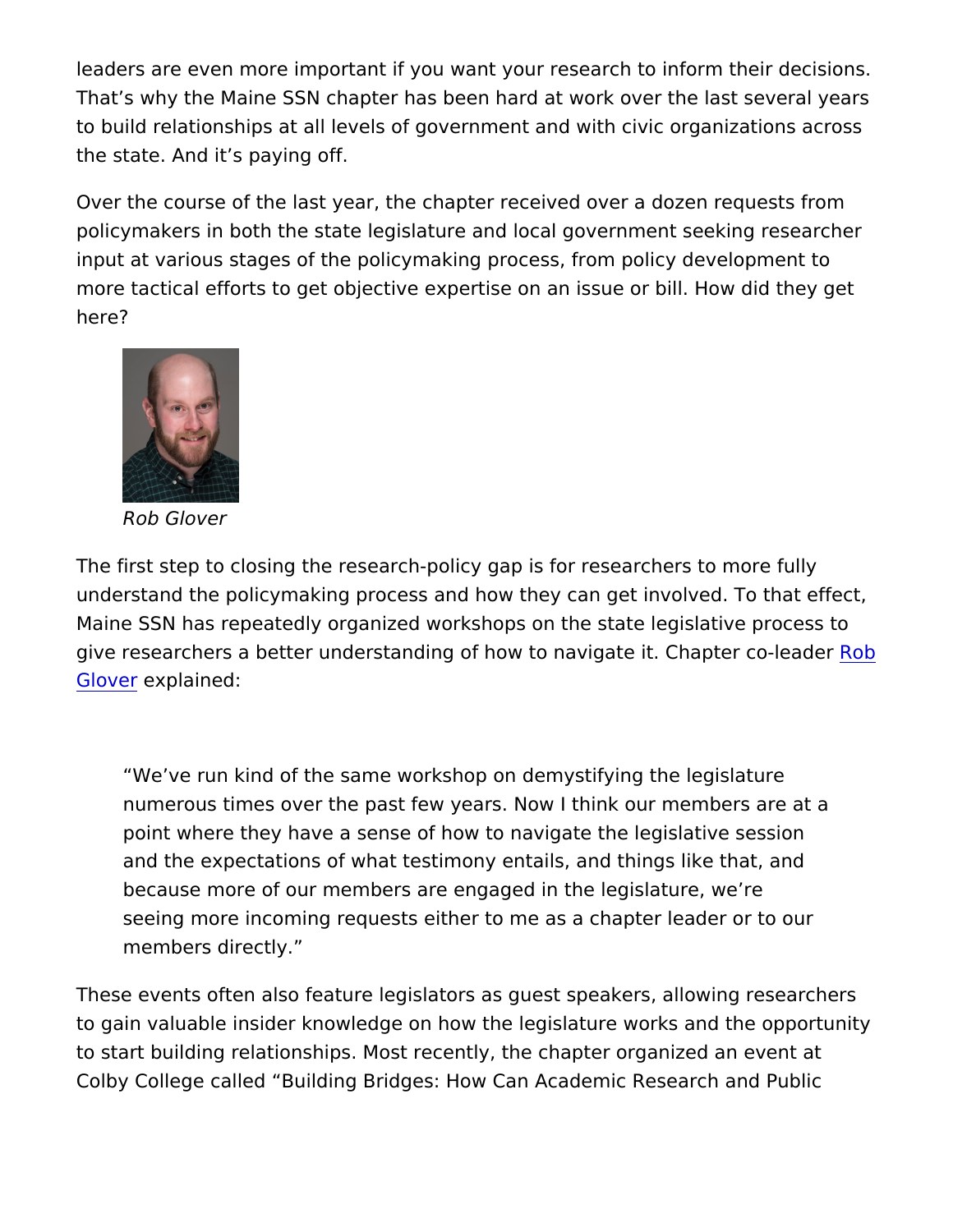leaders are even more important if you want your research to inform their decisions. That's why the Maine SSN chapter has been hard at work over the last several years to build relationships at all levels of government and with civic organizations across the state. And it's paying off.

Over the course of the last year, the chapter received over a dozen requests from policymakers in both the state legislature and local government seeking researcher input at various stages of the policymaking process, from policy development to more tactical efforts to get objective expertise on an issue or bill. How did they get here?

*Rob Glover*

The first step to closing the research-policy gap is for researchers to more fully understand the policymaking process and how they can get involved. To that effect, Maine SSN has repeatedly organized workshops on the state legislative process to give researchers a better understanding of how to navigate it. Chapter co-leader Rob Glover explained:

> "We've run kind of the same workshop on demystifying the legislature numerous times over the past few years. Now I think our members are at a point where they have a sense of how to navigate the legislative session and the expectations of what testimony entails, and things like that, and because more of our members are engaged in the legislature, we're seeing more incoming requests either to me as a chapter leader or to our members directly."

These events often also feature legislators as guest speakers, allowing researchers to gain valuable insider knowledge on how the legislature works and the opportunity to start building relationships. Most recently, the chapter organized an event at Colby College called "Building Bridges: How Can Academic Research and Public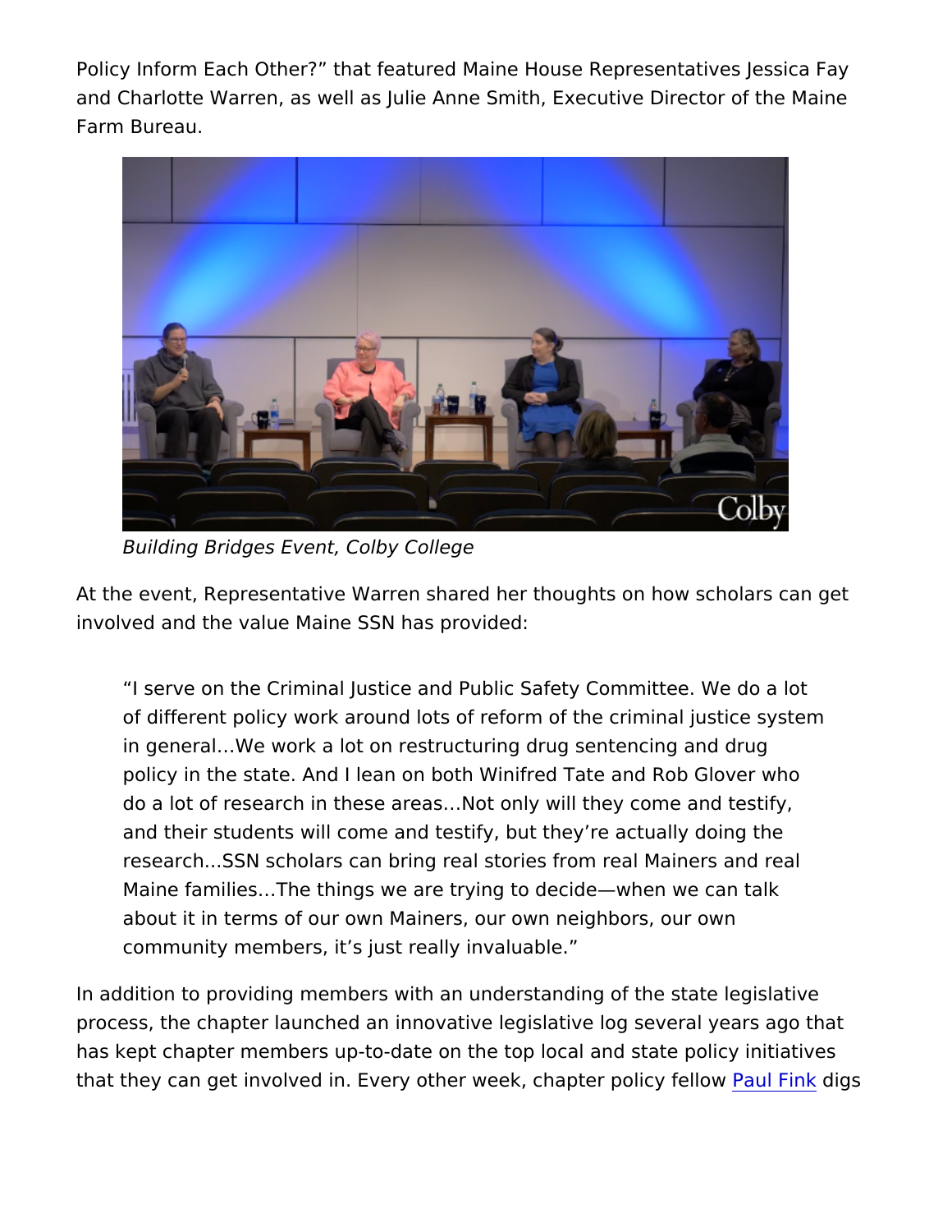Policy Inform Each Other?" that featured Maine House Representatives Jessica Fay and Charlotte Warren, as well as Julie Anne Smith, Executive Director of the Maine Farm Bureau.

*Building Bridges Event, Colby College*

At the event, Representative Warren shared her thoughts on how scholars can get involved and the value Maine SSN has provided:

> "I serve on the Criminal Justice and Public Safety Committee. We do a lot of different policy work around lots of reform of the criminal justice system in general…We work a lot on restructuring drug sentencing and drug policy in the state. And I lean on both Winifred Tate and Rob Glover who do a lot of research in these areas…Not only will they come and testify, and their students will come and testify, but they're actually doing the research...SSN scholars can bring real stories from real Mainers and real Maine families…The things we are trying to decide—when we can talk about it in terms of our own Mainers, our own neighbors, our own community members, it's just really invaluable."

In addition to providing members with an understanding of the state legislative process, the chapter launched an innovative legislative log several years ago that has kept chapter members up-to-date on the top local and state policy initiatives that they can get involved in. Every other week, chapter policy fellow Paul Fink digs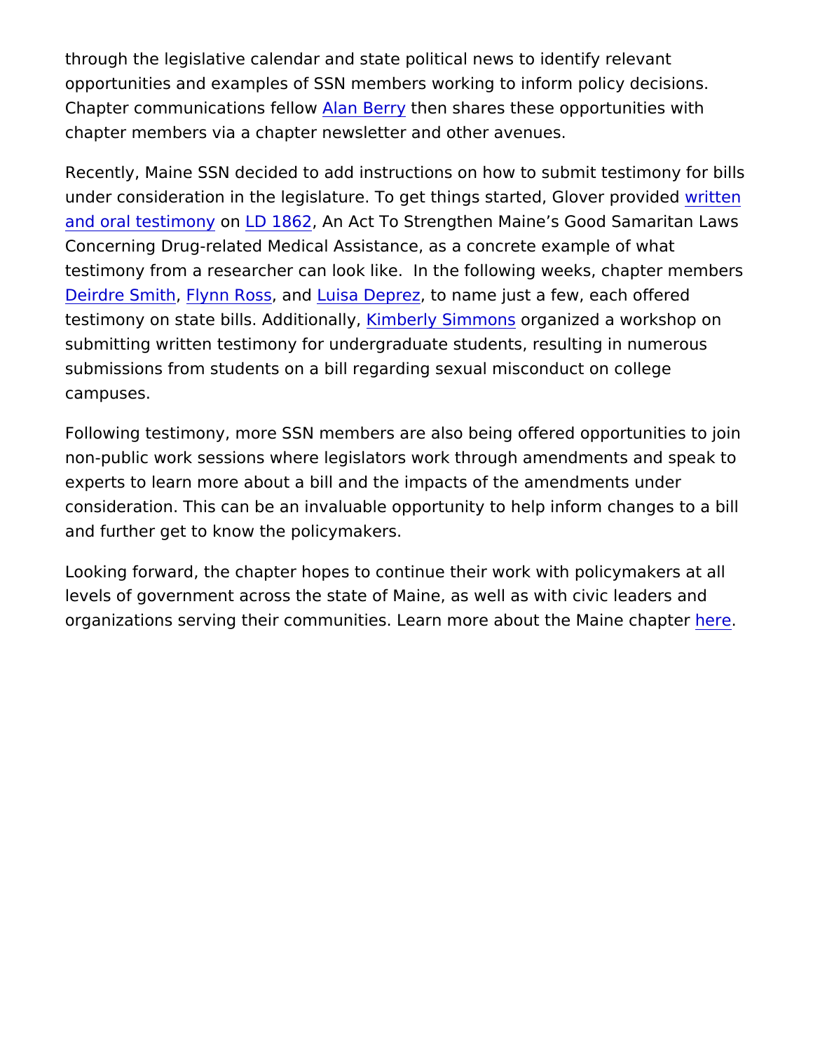through the legislative calendar and state political news to identify relevant opportunities and examples of SSN members working to inform policy decisions. Chapter communications fellow Alan Berry then shares these opportunities with chapter members via a chapter newsletter and other avenues.

Recently, Maine SSN decided to add instructions on how to submit testimony for bills under consideration in the legislature. To get things started, Glover provided written and oral testimony on LD 1862, An Act To Strengthen Maine's Good Samaritan Laws Concerning Drug-related Medical Assistance, as a concrete example of what testimony from a researcher can look like. In the following weeks, chapter members Deirdre Smith, Flynn Ross, and Luisa Deprez, to name just a few, each offered testimony on state bills. Additionally, Kimberly Simmons organized a workshop on submitting written testimony for undergraduate students, resulting in numerous submissions from students on a bill regarding sexual misconduct on college campuses.

Following testimony, more SSN members are also being offered opportunities to join non-public work sessions where legislators work through amendments and speak to experts to learn more about a bill and the impacts of the amendments under consideration. This can be an invaluable opportunity to help inform changes to a bill and further get to know the policymakers.

Looking forward, the chapter hopes to continue their work with policymakers at all levels of government across the state of Maine, as well as with civic leaders and organizations serving their communities. Learn more about the Maine chapter here.